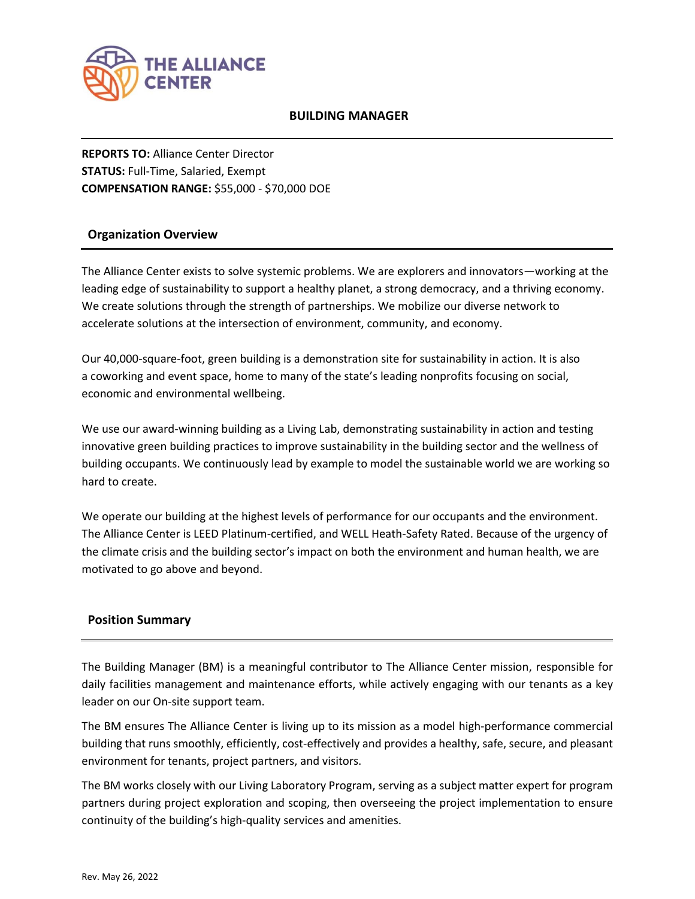# BUILDING MANAGER

**REPORTS TO:** Alliance Center Director
**STATUS:** Full-Time, Salaried, Exempt
**COMPENSATION RANGE:** $55,000 - $70,000 DOE

## Organization Overview

The Alliance Center exists to solve systemic problems. We are explorers and innovators—working at the leading edge of sustainability to support a healthy planet, a strong democracy, and a thriving economy. We create solutions through the strength of partnerships. We mobilize our diverse network to accelerate solutions at the intersection of environment, community, and economy.

Our 40,000-square-foot, green building is a demonstration site for sustainability in action. It is also a coworking and event space, home to many of the state's leading nonprofits focusing on social, economic and environmental wellbeing.

We use our award-winning building as a Living Lab, demonstrating sustainability in action and testing innovative green building practices to improve sustainability in the building sector and the wellness of building occupants. We continuously lead by example to model the sustainable world we are working so hard to create.

We operate our building at the highest levels of performance for our occupants and the environment. The Alliance Center is LEED Platinum-certified, and WELL Heath-Safety Rated. Because of the urgency of the climate crisis and the building sector's impact on both the environment and human health, we are motivated to go above and beyond.

## Position Summary

The Building Manager (BM) is a meaningful contributor to The Alliance Center mission, responsible for daily facilities management and maintenance efforts, while actively engaging with our tenants as a key leader on our On-site support team.

The BM ensures The Alliance Center is living up to its mission as a model high-performance commercial building that runs smoothly, efficiently, cost-effectively and provides a healthy, safe, secure, and pleasant environment for tenants, project partners, and visitors.

The BM works closely with our Living Laboratory Program, serving as a subject matter expert for program partners during project exploration and scoping, then overseeing the project implementation to ensure continuity of the building's high-quality services and amenities.

Rev. May 26, 2022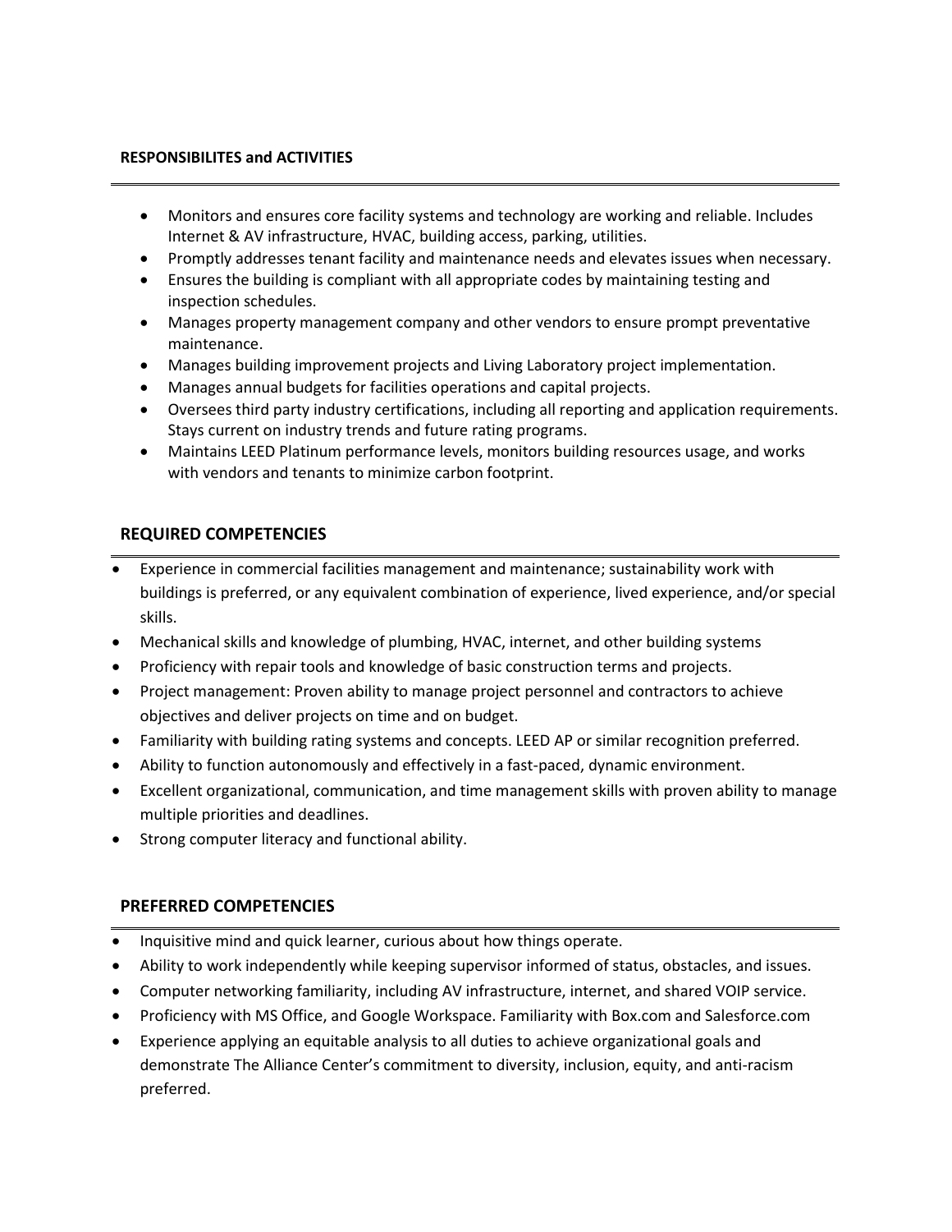**RESPONSIBILITES and ACTIVITIES**

- Monitors and ensures core facility systems and technology are working and reliable. Includes Internet & AV infrastructure, HVAC, building access, parking, utilities.
- Promptly addresses tenant facility and maintenance needs and elevates issues when necessary.
- Ensures the building is compliant with all appropriate codes by maintaining testing and inspection schedules.
- Manages property management company and other vendors to ensure prompt preventative maintenance.
- Manages building improvement projects and Living Laboratory project implementation.
- Manages annual budgets for facilities operations and capital projects.
- Oversees third party industry certifications, including all reporting and application requirements. Stays current on industry trends and future rating programs.
- Maintains LEED Platinum performance levels, monitors building resources usage, and works with vendors and tenants to minimize carbon footprint.

## REQUIRED COMPETENCIES

- Experience in commercial facilities management and maintenance; sustainability work with buildings is preferred, or any equivalent combination of experience, lived experience, and/or special skills.
- Mechanical skills and knowledge of plumbing, HVAC, internet, and other building systems
- Proficiency with repair tools and knowledge of basic construction terms and projects.
- Project management: Proven ability to manage project personnel and contractors to achieve objectives and deliver projects on time and on budget.
- Familiarity with building rating systems and concepts. LEED AP or similar recognition preferred.
- Ability to function autonomously and effectively in a fast-paced, dynamic environment.
- Excellent organizational, communication, and time management skills with proven ability to manage multiple priorities and deadlines.
- Strong computer literacy and functional ability.

## PREFERRED COMPETENCIES

- Inquisitive mind and quick learner, curious about how things operate.
- Ability to work independently while keeping supervisor informed of status, obstacles, and issues.
- Computer networking familiarity, including AV infrastructure, internet, and shared VOIP service.
- Proficiency with MS Office, and Google Workspace. Familiarity with Box.com and Salesforce.com
- Experience applying an equitable analysis to all duties to achieve organizational goals and demonstrate The Alliance Center's commitment to diversity, inclusion, equity, and anti-racism preferred.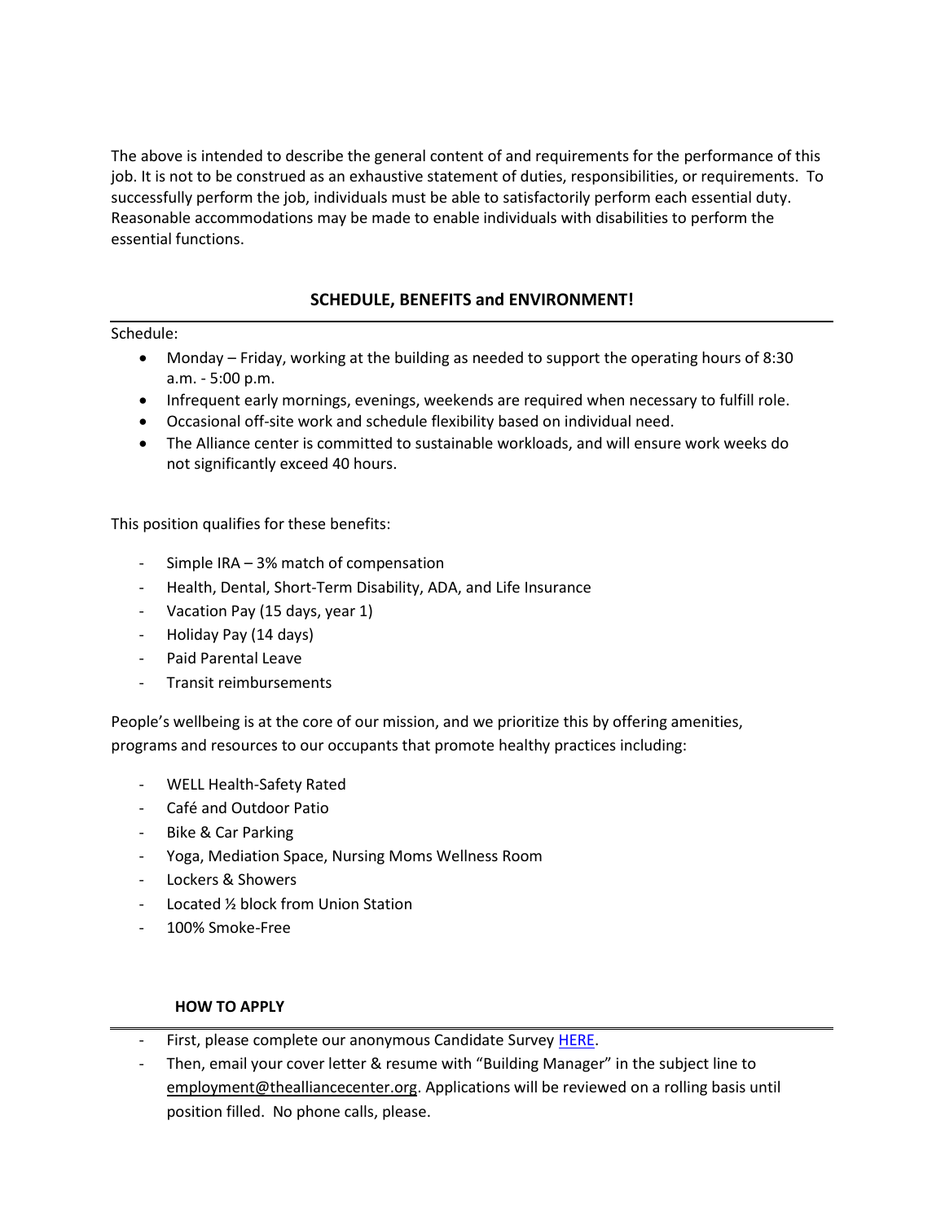The above is intended to describe the general content of and requirements for the performance of this job. It is not to be construed as an exhaustive statement of duties, responsibilities, or requirements. To successfully perform the job, individuals must be able to satisfactorily perform each essential duty. Reasonable accommodations may be made to enable individuals with disabilities to perform the essential functions.

## SCHEDULE, BENEFITS and ENVIRONMENT!

Schedule:

- Monday – Friday, working at the building as needed to support the operating hours of 8:30 a.m. - 5:00 p.m.
- Infrequent early mornings, evenings, weekends are required when necessary to fulfill role.
- Occasional off-site work and schedule flexibility based on individual need.
- The Alliance center is committed to sustainable workloads, and will ensure work weeks do not significantly exceed 40 hours.

This position qualifies for these benefits:

- Simple IRA – 3% match of compensation
- Health, Dental, Short-Term Disability, ADA, and Life Insurance
- Vacation Pay (15 days, year 1)
- Holiday Pay (14 days)
- Paid Parental Leave
- Transit reimbursements

People's wellbeing is at the core of our mission, and we prioritize this by offering amenities, programs and resources to our occupants that promote healthy practices including:

- WELL Health-Safety Rated
- Café and Outdoor Patio
- Bike & Car Parking
- Yoga, Mediation Space, Nursing Moms Wellness Room
- Lockers & Showers
- Located ½ block from Union Station
- 100% Smoke-Free

## HOW TO APPLY

- First, please complete our anonymous Candidate Survey HERE.
- Then, email your cover letter & resume with "Building Manager" in the subject line to employment@thealliancecenter.org. Applications will be reviewed on a rolling basis until position filled. No phone calls, please.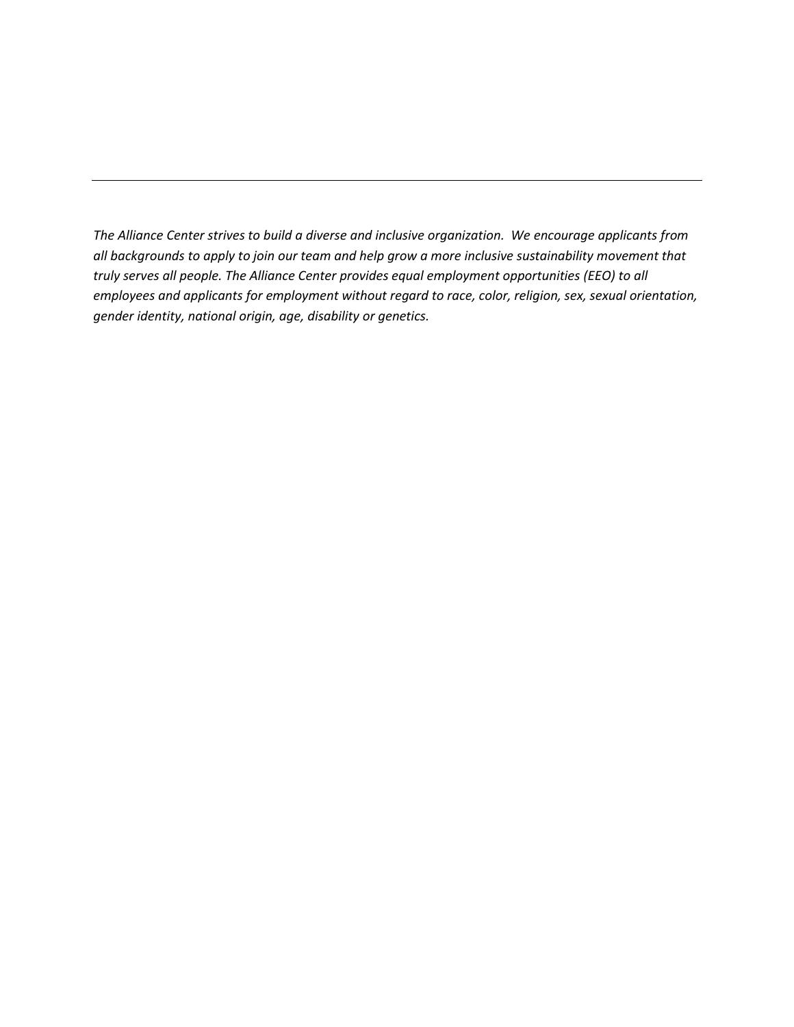---

*The Alliance Center strives to build a diverse and inclusive organization. We encourage applicants from all backgrounds to apply to join our team and help grow a more inclusive sustainability movement that truly serves all people. The Alliance Center provides equal employment opportunities (EEO) to all employees and applicants for employment without regard to race, color, religion, sex, sexual orientation, gender identity, national origin, age, disability or genetics.*